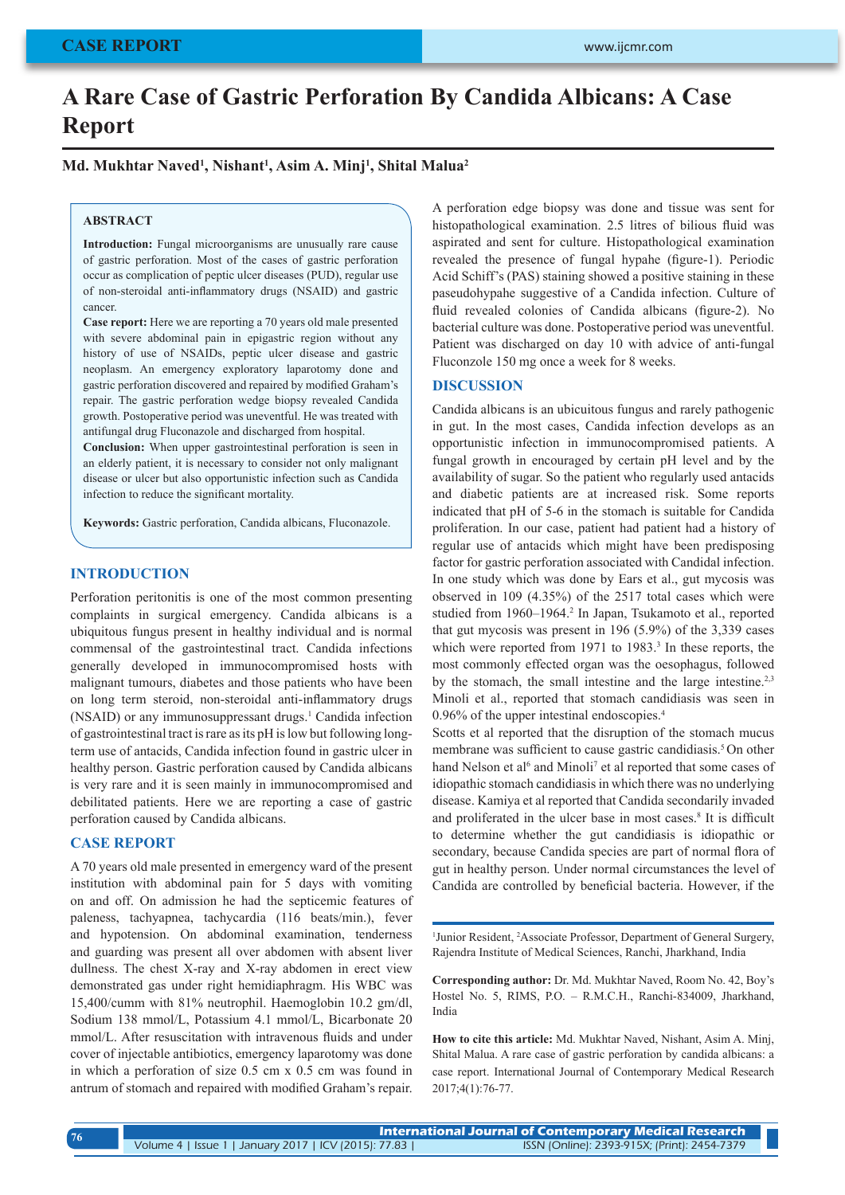# A Rare Case of Gastric Perforation By Candida Albicans: A Case Report

**Md. Mukhtar Naved[1], Nishant[1], Asim A. Minj[1], Shital Malua[2]**

### ABSTRACT

**Introduction:** Fungal microorganisms are unusually rare cause of gastric perforation. Most of the cases of gastric perforation occur as complication of peptic ulcer diseases (PUD), regular use of non-steroidal anti-inflammatory drugs (NSAID) and gastric cancer.

**Case report:** Here we are reporting a 70 years old male presented with severe abdominal pain in epigastric region without any history of use of NSAIDs, peptic ulcer disease and gastric neoplasm. An emergency exploratory laparotomy done and gastric perforation discovered and repaired by modified Graham's repair. The gastric perforation wedge biopsy revealed Candida growth. Postoperative period was uneventful. He was treated with antifungal drug Fluconazole and discharged from hospital.

**Conclusion:** When upper gastrointestinal perforation is seen in an elderly patient, it is necessary to consider not only malignant disease or ulcer but also opportunistic infection such as Candida infection to reduce the significant mortality.

**Keywords:** Gastric perforation, Candida albicans, Fluconazole.

## INTRODUCTION

Perforation peritonitis is one of the most common presenting complaints in surgical emergency. Candida albicans is a ubiquitous fungus present in healthy individual and is normal commensal of the gastrointestinal tract. Candida infections generally developed in immunocompromised hosts with malignant tumours, diabetes and those patients who have been on long term steroid, non-steroidal anti-inflammatory drugs (NSAID) or any immunosuppressant drugs.[1] Candida infection of gastrointestinal tract is rare as its pH is low but following long-term use of antacids, Candida infection found in gastric ulcer in healthy person. Gastric perforation caused by Candida albicans is very rare and it is seen mainly in immunocompromised and debilitated patients. Here we are reporting a case of gastric perforation caused by Candida albicans.

## CASE REPORT

A 70 years old male presented in emergency ward of the present institution with abdominal pain for 5 days with vomiting on and off. On admission he had the septicemic features of paleness, tachyapnea, tachycardia (116 beats/min.), fever and hypotension. On abdominal examination, tenderness and guarding was present all over abdomen with absent liver dullness. The chest X-ray and X-ray abdomen in erect view demonstrated gas under right hemidiaphragm. His WBC was 15,400/cumm with 81% neutrophil. Haemoglobin 10.2 gm/dl, Sodium 138 mmol/L, Potassium 4.1 mmol/L, Bicarbonate 20 mmol/L. After resuscitation with intravenous fluids and under cover of injectable antibiotics, emergency laparotomy was done in which a perforation of size 0.5 cm x 0.5 cm was found in antrum of stomach and repaired with modified Graham's repair.

A perforation edge biopsy was done and tissue was sent for histopathological examination. 2.5 litres of bilious fluid was aspirated and sent for culture. Histopathological examination revealed the presence of fungal hypahe (figure-1). Periodic Acid Schiff's (PAS) staining showed a positive staining in these paseudohypahe suggestive of a Candida infection. Culture of fluid revealed colonies of Candida albicans (figure-2). No bacterial culture was done. Postoperative period was uneventful. Patient was discharged on day 10 with advice of anti-fungal Fluconzole 150 mg once a week for 8 weeks.

## DISCUSSION

Candida albicans is an ubicuitous fungus and rarely pathogenic in gut. In the most cases, Candida infection develops as an opportunistic infection in immunocompromised patients. A fungal growth in encouraged by certain pH level and by the availability of sugar. So the patient who regularly used antacids and diabetic patients are at increased risk. Some reports indicated that pH of 5-6 in the stomach is suitable for Candida proliferation. In our case, patient had patient had a history of regular use of antacids which might have been predisposing factor for gastric perforation associated with Candidal infection. In one study which was done by Ears et al., gut mycosis was observed in 109 (4.35%) of the 2517 total cases which were studied from 1960–1964.[2] In Japan, Tsukamoto et al., reported that gut mycosis was present in 196 (5.9%) of the 3,339 cases which were reported from 1971 to 1983.[3] In these reports, the most commonly effected organ was the oesophagus, followed by the stomach, the small intestine and the large intestine.[2,3] Minoli et al., reported that stomach candidiasis was seen in 0.96% of the upper intestinal endoscopies.[4]

Scotts et al reported that the disruption of the stomach mucus membrane was sufficient to cause gastric candidiasis.[5] On other hand Nelson et al[6] and Minoli[7] et al reported that some cases of idiopathic stomach candidiasis in which there was no underlying disease. Kamiya et al reported that Candida secondarily invaded and proliferated in the ulcer base in most cases.[8] It is difficult to determine whether the gut candidiasis is idiopathic or secondary, because Candida species are part of normal flora of gut in healthy person. Under normal circumstances the level of Candida are controlled by beneficial bacteria. However, if the

---

[1]Junior Resident, [2]Associate Professor, Department of General Surgery, Rajendra Institute of Medical Sciences, Ranchi, Jharkhand, India

**Corresponding author:** Dr. Md. Mukhtar Naved, Room No. 42, Boy's Hostel No. 5, RIMS, P.O. – R.M.C.H., Ranchi-834009, Jharkhand, India

**How to cite this article:** Md. Mukhtar Naved, Nishant, Asim A. Minj, Shital Malua. A rare case of gastric perforation by candida albicans: a case report. International Journal of Contemporary Medical Research 2017;4(1):76-77.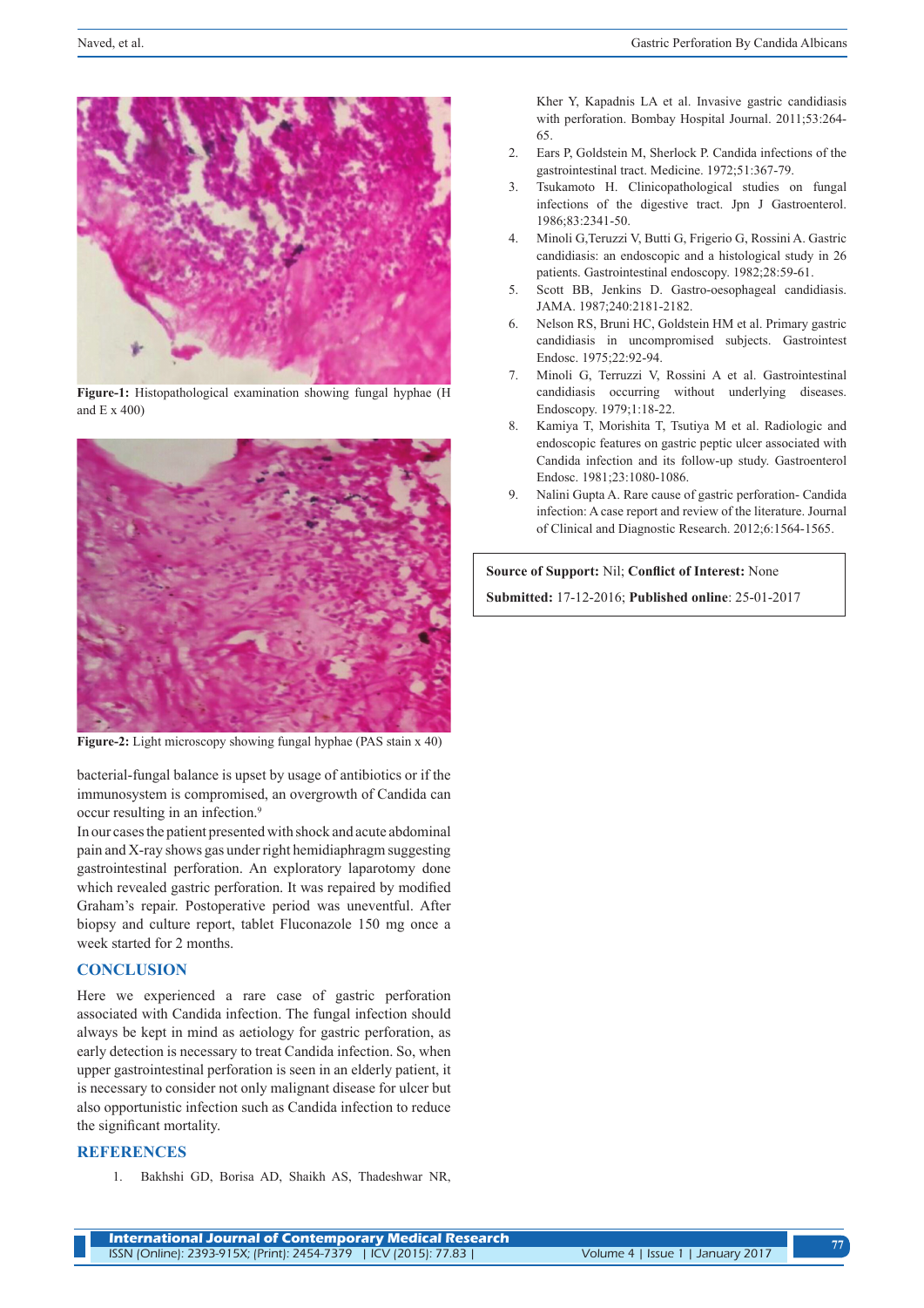Figure-1: Histopathological examination showing fungal hyphae (H and E x 400)

Figure-2: Light microscopy showing fungal hyphae (PAS stain x 40)

bacterial-fungal balance is upset by usage of antibiotics or if the immunosystem is compromised, an overgrowth of Candida can occur resulting in an infection.[9]

In our cases the patient presented with shock and acute abdominal pain and X-ray shows gas under right hemidiaphragm suggesting gastrointestinal perforation. An exploratory laparotomy done which revealed gastric perforation. It was repaired by modified Graham's repair. Postoperative period was uneventful. After biopsy and culture report, tablet Fluconazole 150 mg once a week started for 2 months.

## CONCLUSION

Here we experienced a rare case of gastric perforation associated with Candida infection. The fungal infection should always be kept in mind as aetiology for gastric perforation, as early detection is necessary to treat Candida infection. So, when upper gastrointestinal perforation is seen in an elderly patient, it is necessary to consider not only malignant disease for ulcer but also opportunistic infection such as Candida infection to reduce the significant mortality.

## REFERENCES

1. Bakhshi GD, Borisa AD, Shaikh AS, Thadeshwar NR, Kher Y, Kapadnis LA et al. Invasive gastric candidiasis with perforation. Bombay Hospital Journal. 2011;53:264-65.
2. Ears P, Goldstein M, Sherlock P. Candida infections of the gastrointestinal tract. Medicine. 1972;51:367-79.
3. Tsukamoto H. Clinicopathological studies on fungal infections of the digestive tract. Jpn J Gastroenterol. 1986;83:2341-50.
4. Minoli G,Teruzzi V, Butti G, Frigerio G, Rossini A. Gastric candidiasis: an endoscopic and a histological study in 26 patients. Gastrointestinal endoscopy. 1982;28:59-61.
5. Scott BB, Jenkins D. Gastro-oesophageal candidiasis. JAMA. 1987;240:2181-2182.
6. Nelson RS, Bruni HC, Goldstein HM et al. Primary gastric candidiasis in uncompromised subjects. Gastrointest Endosc. 1975;22:92-94.
7. Minoli G, Terruzzi V, Rossini A et al. Gastrointestinal candidiasis occurring without underlying diseases. Endoscopy. 1979;1:18-22.
8. Kamiya T, Morishita T, Tsutiya M et al. Radiologic and endoscopic features on gastric peptic ulcer associated with Candida infection and its follow-up study. Gastroenterol Endosc. 1981;23:1080-1086.
9. Nalini Gupta A. Rare cause of gastric perforation- Candida infection: A case report and review of the literature. Journal of Clinical and Diagnostic Research. 2012;6:1564-1565.

**Source of Support:** Nil; **Conflict of Interest:** None

**Submitted:** 17-12-2016; **Published online**: 25-01-2017